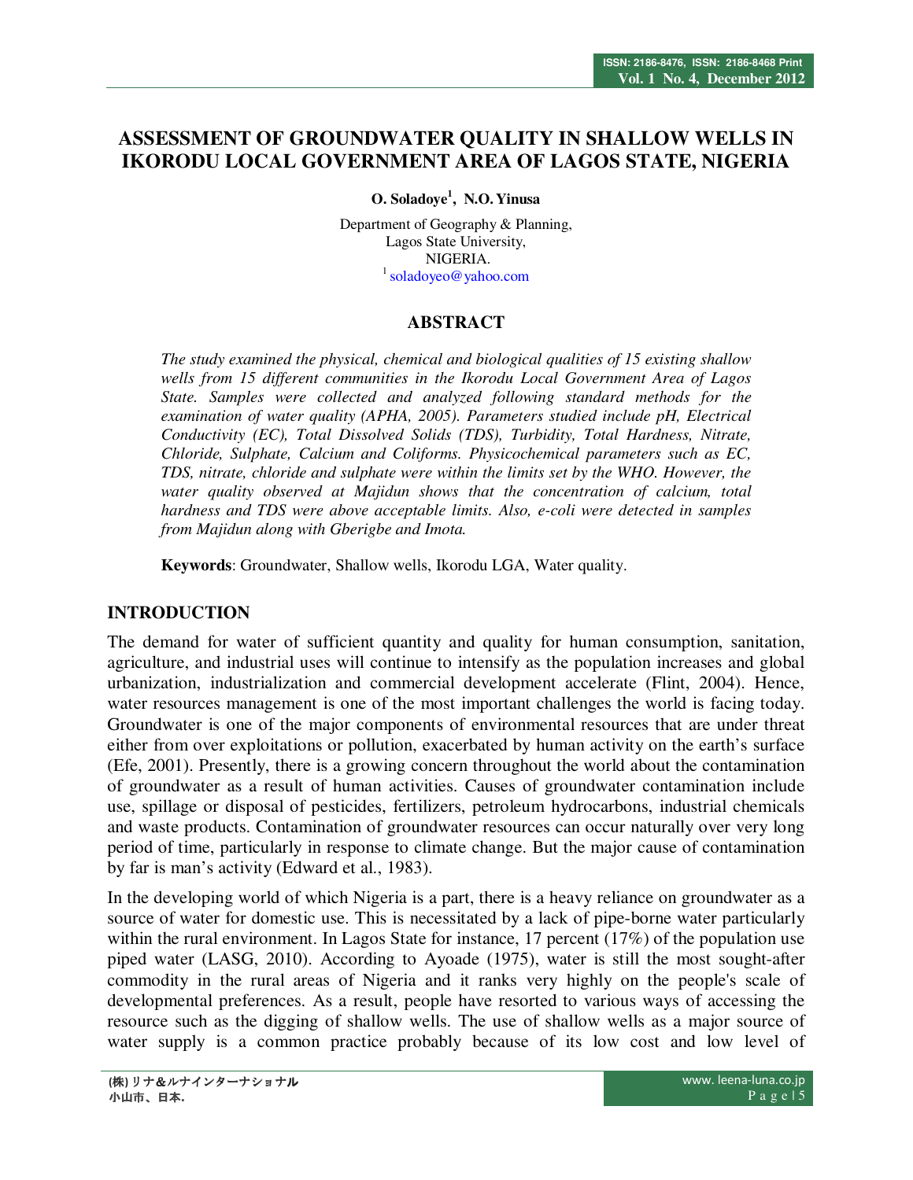# ASSESSMENT OF GROUNDWATER QUALITY IN SHALLOW WELLS IN IKORODU LOCAL GOVERNMENT AREA OF LAGOS STATE, NIGERIA

**O. Soladoye[1], N.O. Yinusa**

Department of Geography & Planning,
Lagos State University,
NIGERIA.
[1] soladoyeo@yahoo.com

## ABSTRACT

*The study examined the physical, chemical and biological qualities of 15 existing shallow wells from 15 different communities in the Ikorodu Local Government Area of Lagos State. Samples were collected and analyzed following standard methods for the examination of water quality (APHA, 2005). Parameters studied include pH, Electrical Conductivity (EC), Total Dissolved Solids (TDS), Turbidity, Total Hardness, Nitrate, Chloride, Sulphate, Calcium and Coliforms. Physicochemical parameters such as EC, TDS, nitrate, chloride and sulphate were within the limits set by the WHO. However, the water quality observed at Majidun shows that the concentration of calcium, total hardness and TDS were above acceptable limits. Also, e-coli were detected in samples from Majidun along with Gberigbe and Imota.*

**Keywords**: Groundwater, Shallow wells, Ikorodu LGA, Water quality.

## INTRODUCTION

The demand for water of sufficient quantity and quality for human consumption, sanitation, agriculture, and industrial uses will continue to intensify as the population increases and global urbanization, industrialization and commercial development accelerate (Flint, 2004). Hence, water resources management is one of the most important challenges the world is facing today. Groundwater is one of the major components of environmental resources that are under threat either from over exploitations or pollution, exacerbated by human activity on the earth's surface (Efe, 2001). Presently, there is a growing concern throughout the world about the contamination of groundwater as a result of human activities. Causes of groundwater contamination include use, spillage or disposal of pesticides, fertilizers, petroleum hydrocarbons, industrial chemicals and waste products. Contamination of groundwater resources can occur naturally over very long period of time, particularly in response to climate change. But the major cause of contamination by far is man's activity (Edward et al., 1983).

In the developing world of which Nigeria is a part, there is a heavy reliance on groundwater as a source of water for domestic use. This is necessitated by a lack of pipe-borne water particularly within the rural environment. In Lagos State for instance, 17 percent (17%) of the population use piped water (LASG, 2010). According to Ayoade (1975), water is still the most sought-after commodity in the rural areas of Nigeria and it ranks very highly on the people's scale of developmental preferences. As a result, people have resorted to various ways of accessing the resource such as the digging of shallow wells. The use of shallow wells as a major source of water supply is a common practice probably because of its low cost and low level of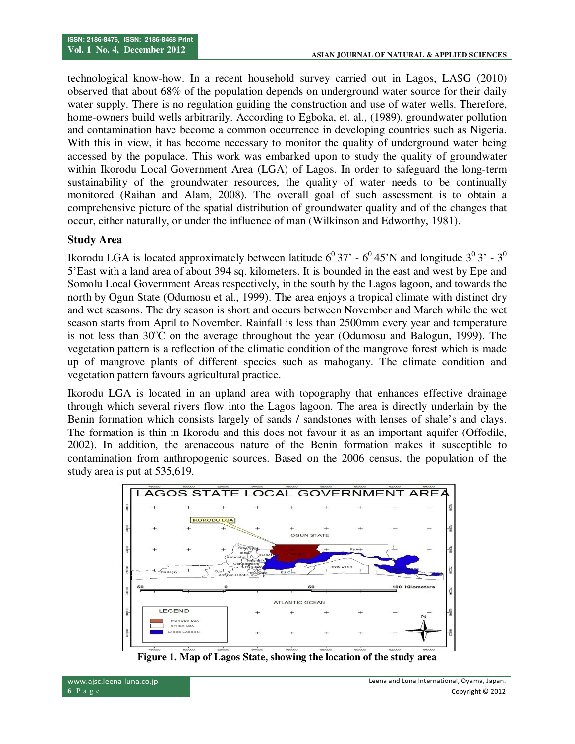technological know-how. In a recent household survey carried out in Lagos, LASG (2010) observed that about 68% of the population depends on underground water source for their daily water supply. There is no regulation guiding the construction and use of water wells. Therefore, home-owners build wells arbitrarily. According to Egboka, et. al., (1989), groundwater pollution and contamination have become a common occurrence in developing countries such as Nigeria. With this in view, it has become necessary to monitor the quality of underground water being accessed by the populace. This work was embarked upon to study the quality of groundwater within Ikorodu Local Government Area (LGA) of Lagos. In order to safeguard the long-term sustainability of the groundwater resources, the quality of water needs to be continually monitored (Raihan and Alam, 2008). The overall goal of such assessment is to obtain a comprehensive picture of the spatial distribution of groundwater quality and of the changes that occur, either naturally, or under the influence of man (Wilkinson and Edworthy, 1981).

## Study Area

Ikorodu LGA is located approximately between latitude $6^0$ 37' - $6^0$ 45'N and longitude $3^0$ 3' - $3^0$ 5'East with a land area of about 394 sq. kilometers. It is bounded in the east and west by Epe and Somolu Local Government Areas respectively, in the south by the Lagos lagoon, and towards the north by Ogun State (Odumosu et al., 1999). The area enjoys a tropical climate with distinct dry and wet seasons. The dry season is short and occurs between November and March while the wet season starts from April to November. Rainfall is less than 2500mm every year and temperature is not less than 30°C on the average throughout the year (Odumosu and Balogun, 1999). The vegetation pattern is a reflection of the climatic condition of the mangrove forest which is made up of mangrove plants of different species such as mahogany. The climate condition and vegetation pattern favours agricultural practice.

Ikorodu LGA is located in an upland area with topography that enhances effective drainage through which several rivers flow into the Lagos lagoon. The area is directly underlain by the Benin formation which consists largely of sands / sandstones with lenses of shale's and clays. The formation is thin in Ikorodu and this does not favour it as an important aquifer (Offodile, 2002). In addition, the arenaceous nature of the Benin formation makes it susceptible to contamination from anthropogenic sources. Based on the 2006 census, the population of the study area is put at 535,619.

**Figure 1. Map of Lagos State, showing the location of the study area**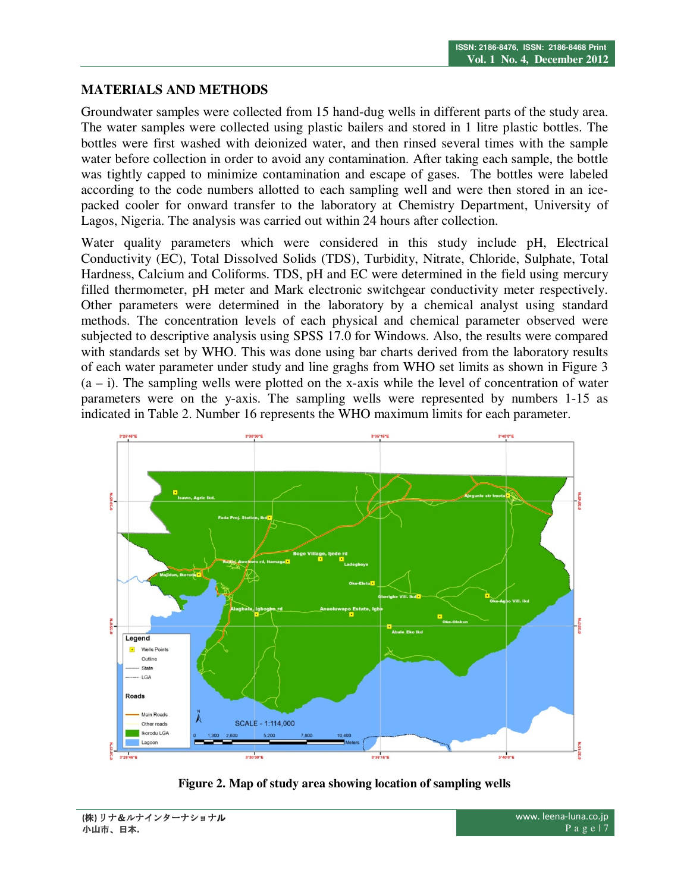## MATERIALS AND METHODS

Groundwater samples were collected from 15 hand-dug wells in different parts of the study area. The water samples were collected using plastic bailers and stored in 1 litre plastic bottles. The bottles were first washed with deionized water, and then rinsed several times with the sample water before collection in order to avoid any contamination. After taking each sample, the bottle was tightly capped to minimize contamination and escape of gases. The bottles were labeled according to the code numbers allotted to each sampling well and were then stored in an ice-packed cooler for onward transfer to the laboratory at Chemistry Department, University of Lagos, Nigeria. The analysis was carried out within 24 hours after collection.

Water quality parameters which were considered in this study include pH, Electrical Conductivity (EC), Total Dissolved Solids (TDS), Turbidity, Nitrate, Chloride, Sulphate, Total Hardness, Calcium and Coliforms. TDS, pH and EC were determined in the field using mercury filled thermometer, pH meter and Mark electronic switchgear conductivity meter respectively. Other parameters were determined in the laboratory by a chemical analyst using standard methods. The concentration levels of each physical and chemical parameter observed were subjected to descriptive analysis using SPSS 17.0 for Windows. Also, the results were compared with standards set by WHO. This was done using bar charts derived from the laboratory results of each water parameter under study and line graghs from WHO set limits as shown in Figure 3 (a – i). The sampling wells were plotted on the x-axis while the level of concentration of water parameters were on the y-axis. The sampling wells were represented by numbers 1-15 as indicated in Table 2. Number 16 represents the WHO maximum limits for each parameter.

**Figure 2. Map of study area showing location of sampling wells**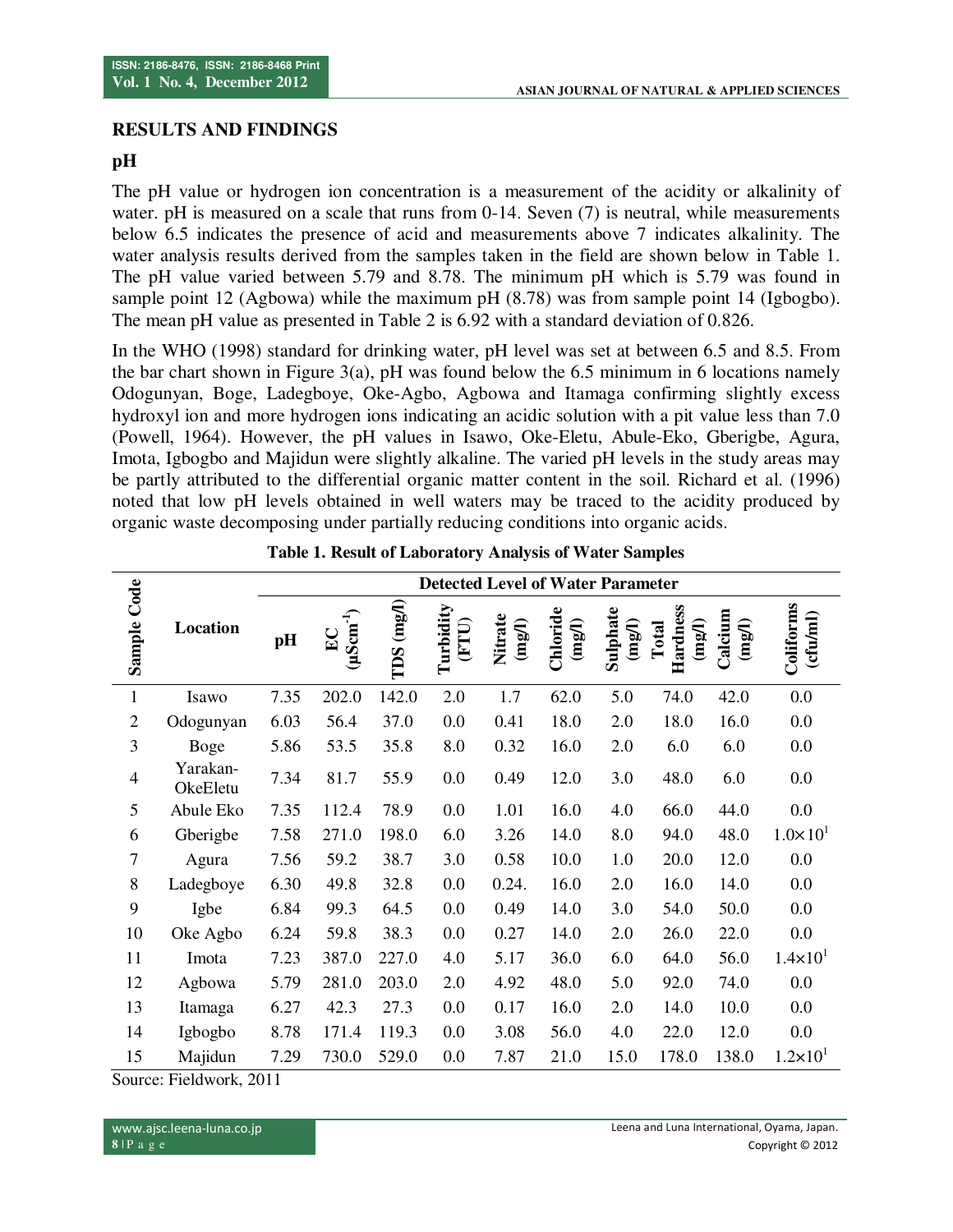## RESULTS AND FINDINGS

### pH

The pH value or hydrogen ion concentration is a measurement of the acidity or alkalinity of water. pH is measured on a scale that runs from 0-14. Seven (7) is neutral, while measurements below 6.5 indicates the presence of acid and measurements above 7 indicates alkalinity. The water analysis results derived from the samples taken in the field are shown below in Table 1. The pH value varied between 5.79 and 8.78. The minimum pH which is 5.79 was found in sample point 12 (Agbowa) while the maximum pH (8.78) was from sample point 14 (Igbogbo). The mean pH value as presented in Table 2 is 6.92 with a standard deviation of 0.826.

In the WHO (1998) standard for drinking water, pH level was set at between 6.5 and 8.5. From the bar chart shown in Figure 3(a), pH was found below the 6.5 minimum in 6 locations namely Odogunyan, Boge, Ladegboye, Oke-Agbo, Agbowa and Itamaga confirming slightly excess hydroxyl ion and more hydrogen ions indicating an acidic solution with a pit value less than 7.0 (Powell, 1964). However, the pH values in Isawo, Oke-Eletu, Abule-Eko, Gberigbe, Agura, Imota, Igbogbo and Majidun were slightly alkaline. The varied pH levels in the study areas may be partly attributed to the differential organic matter content in the soil. Richard et al. (1996) noted that low pH levels obtained in well waters may be traced to the acidity produced by organic waste decomposing under partially reducing conditions into organic acids.

**Table 1. Result of Laboratory Analysis of Water Samples**

| Sample Code | Location | Detected Level of Water Parameter | | | | | | | | | |
|---|---|---|---|---|---|---|---|---|---|---|---|
| | | pH | EC ($\mu Scm^{-1}$) | TDS (mg/l) | Turbidity (FTU) | Nitrate (mg/l) | Chloride (mg/l) | Sulphate (mg/l) | Total Hardness (mg/l) | Calcium (mg/l) | Coliforms (cfu/ml) |
| 1 | Isawo | 7.35 | 202.0 | 142.0 | 2.0 | 1.7 | 62.0 | 5.0 | 74.0 | 42.0 | 0.0 |
| 2 | Odogunyan | 6.03 | 56.4 | 37.0 | 0.0 | 0.41 | 18.0 | 2.0 | 18.0 | 16.0 | 0.0 |
| 3 | Boge | 5.86 | 53.5 | 35.8 | 8.0 | 0.32 | 16.0 | 2.0 | 6.0 | 6.0 | 0.0 |
| 4 | Yarakan-OkeEletu | 7.34 | 81.7 | 55.9 | 0.0 | 0.49 | 12.0 | 3.0 | 48.0 | 6.0 | 0.0 |
| 5 | Abule Eko | 7.35 | 112.4 | 78.9 | 0.0 | 1.01 | 16.0 | 4.0 | 66.0 | 44.0 | 0.0 |
| 6 | Gberigbe | 7.58 | 271.0 | 198.0 | 6.0 | 3.26 | 14.0 | 8.0 | 94.0 | 48.0 | $1.0\times10^{1}$ |
| 7 | Agura | 7.56 | 59.2 | 38.7 | 3.0 | 0.58 | 10.0 | 1.0 | 20.0 | 12.0 | 0.0 |
| 8 | Ladegboye | 6.30 | 49.8 | 32.8 | 0.0 | 0.24. | 16.0 | 2.0 | 16.0 | 14.0 | 0.0 |
| 9 | Igbe | 6.84 | 99.3 | 64.5 | 0.0 | 0.49 | 14.0 | 3.0 | 54.0 | 50.0 | 0.0 |
| 10 | Oke Agbo | 6.24 | 59.8 | 38.3 | 0.0 | 0.27 | 14.0 | 2.0 | 26.0 | 22.0 | 0.0 |
| 11 | Imota | 7.23 | 387.0 | 227.0 | 4.0 | 5.17 | 36.0 | 6.0 | 64.0 | 56.0 | $1.4\times10^{1}$ |
| 12 | Agbowa | 5.79 | 281.0 | 203.0 | 2.0 | 4.92 | 48.0 | 5.0 | 92.0 | 74.0 | 0.0 |
| 13 | Itamaga | 6.27 | 42.3 | 27.3 | 0.0 | 0.17 | 16.0 | 2.0 | 14.0 | 10.0 | 0.0 |
| 14 | Igbogbo | 8.78 | 171.4 | 119.3 | 0.0 | 3.08 | 56.0 | 4.0 | 22.0 | 12.0 | 0.0 |
| 15 | Majidun | 7.29 | 730.0 | 529.0 | 0.0 | 7.87 | 21.0 | 15.0 | 178.0 | 138.0 | $1.2\times10^{1}$ |

Source: Fieldwork, 2011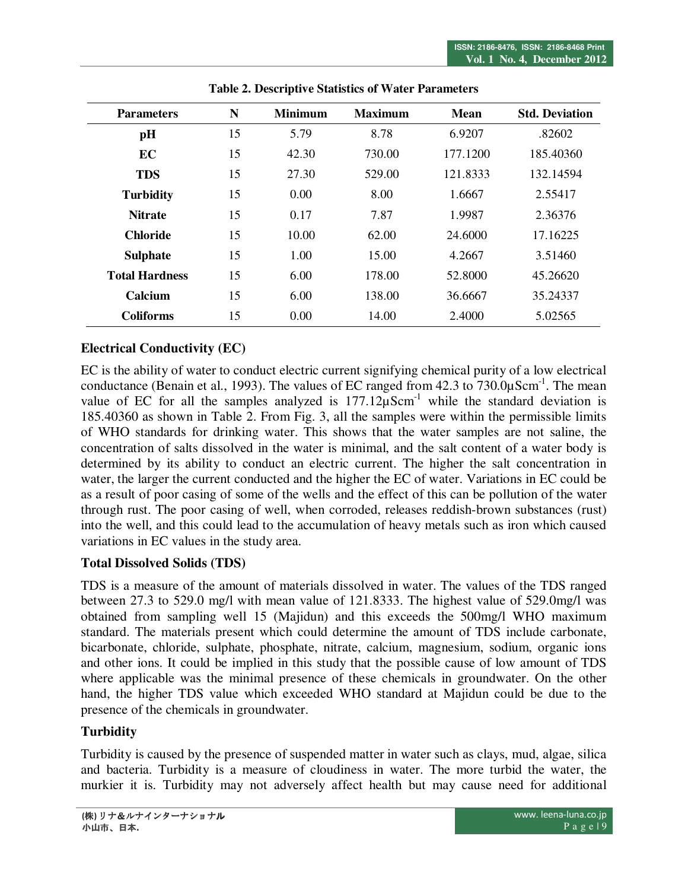**Table 2. Descriptive Statistics of Water Parameters**

| Parameters | N | Minimum | Maximum | Mean | Std. Deviation |
|---|---|---|---|---|---|
| **pH** | 15 | 5.79 | 8.78 | 6.9207 | .82602 |
| **EC** | 15 | 42.30 | 730.00 | 177.1200 | 185.40360 |
| **TDS** | 15 | 27.30 | 529.00 | 121.8333 | 132.14594 |
| **Turbidity** | 15 | 0.00 | 8.00 | 1.6667 | 2.55417 |
| **Nitrate** | 15 | 0.17 | 7.87 | 1.9987 | 2.36376 |
| **Chloride** | 15 | 10.00 | 62.00 | 24.6000 | 17.16225 |
| **Sulphate** | 15 | 1.00 | 15.00 | 4.2667 | 3.51460 |
| **Total Hardness** | 15 | 6.00 | 178.00 | 52.8000 | 45.26620 |
| **Calcium** | 15 | 6.00 | 138.00 | 36.6667 | 35.24337 |
| **Coliforms** | 15 | 0.00 | 14.00 | 2.4000 | 5.02565 |

### Electrical Conductivity (EC)

EC is the ability of water to conduct electric current signifying chemical purity of a low electrical conductance (Benain et al., 1993). The values of EC ranged from 42.3 to 730.0$\mu Scm^{-1}$. The mean value of EC for all the samples analyzed is 177.12$\mu Scm^{-1}$ while the standard deviation is 185.40360 as shown in Table 2. From Fig. 3, all the samples were within the permissible limits of WHO standards for drinking water. This shows that the water samples are not saline, the concentration of salts dissolved in the water is minimal, and the salt content of a water body is determined by its ability to conduct an electric current. The higher the salt concentration in water, the larger the current conducted and the higher the EC of water. Variations in EC could be as a result of poor casing of some of the wells and the effect of this can be pollution of the water through rust. The poor casing of well, when corroded, releases reddish-brown substances (rust) into the well, and this could lead to the accumulation of heavy metals such as iron which caused variations in EC values in the study area.

### Total Dissolved Solids (TDS)

TDS is a measure of the amount of materials dissolved in water. The values of the TDS ranged between 27.3 to 529.0 mg/l with mean value of 121.8333. The highest value of 529.0mg/l was obtained from sampling well 15 (Majidun) and this exceeds the 500mg/l WHO maximum standard. The materials present which could determine the amount of TDS include carbonate, bicarbonate, chloride, sulphate, phosphate, nitrate, calcium, magnesium, sodium, organic ions and other ions. It could be implied in this study that the possible cause of low amount of TDS where applicable was the minimal presence of these chemicals in groundwater. On the other hand, the higher TDS value which exceeded WHO standard at Majidun could be due to the presence of the chemicals in groundwater.

### Turbidity

Turbidity is caused by the presence of suspended matter in water such as clays, mud, algae, silica and bacteria. Turbidity is a measure of cloudiness in water. The more turbid the water, the murkier it is. Turbidity may not adversely affect health but may cause need for additional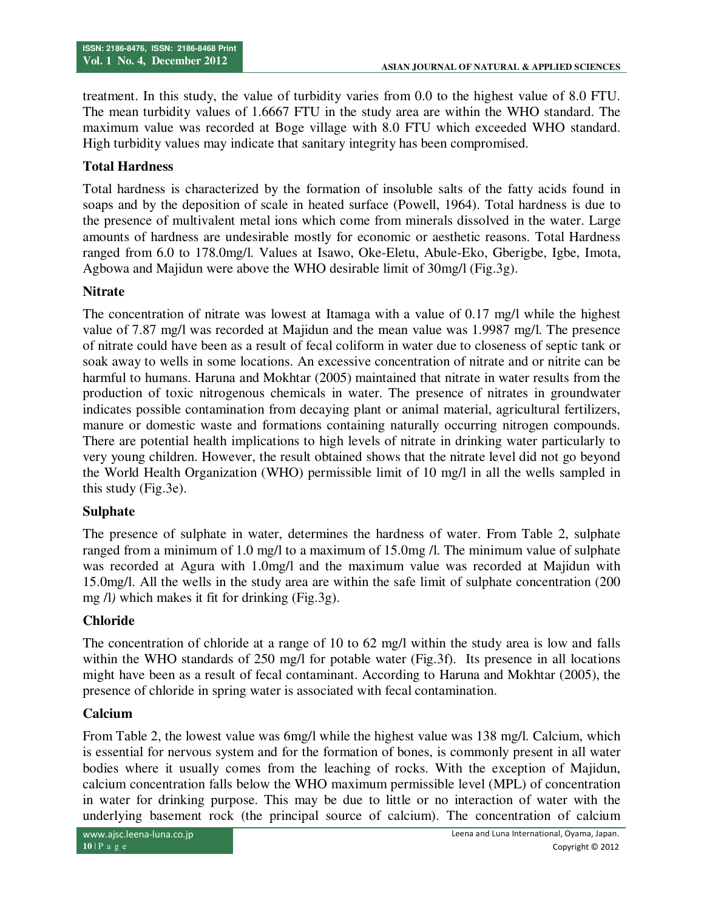treatment. In this study, the value of turbidity varies from 0.0 to the highest value of 8.0 FTU. The mean turbidity values of 1.6667 FTU in the study area are within the WHO standard. The maximum value was recorded at Boge village with 8.0 FTU which exceeded WHO standard. High turbidity values may indicate that sanitary integrity has been compromised.

### Total Hardness

Total hardness is characterized by the formation of insoluble salts of the fatty acids found in soaps and by the deposition of scale in heated surface (Powell, 1964). Total hardness is due to the presence of multivalent metal ions which come from minerals dissolved in the water. Large amounts of hardness are undesirable mostly for economic or aesthetic reasons. Total Hardness ranged from 6.0 to 178.0mg/l. Values at Isawo, Oke-Eletu, Abule-Eko, Gberigbe, Igbe, Imota, Agbowa and Majidun were above the WHO desirable limit of 30mg/l (Fig.3g).

### Nitrate

The concentration of nitrate was lowest at Itamaga with a value of 0.17 mg/l while the highest value of 7.87 mg/l was recorded at Majidun and the mean value was 1.9987 mg/l. The presence of nitrate could have been as a result of fecal coliform in water due to closeness of septic tank or soak away to wells in some locations. An excessive concentration of nitrate and or nitrite can be harmful to humans. Haruna and Mokhtar (2005) maintained that nitrate in water results from the production of toxic nitrogenous chemicals in water. The presence of nitrates in groundwater indicates possible contamination from decaying plant or animal material, agricultural fertilizers, manure or domestic waste and formations containing naturally occurring nitrogen compounds. There are potential health implications to high levels of nitrate in drinking water particularly to very young children. However, the result obtained shows that the nitrate level did not go beyond the World Health Organization (WHO) permissible limit of 10 mg/l in all the wells sampled in this study (Fig.3e).

### Sulphate

The presence of sulphate in water, determines the hardness of water. From Table 2, sulphate ranged from a minimum of 1.0 mg/l to a maximum of 15.0mg /l. The minimum value of sulphate was recorded at Agura with 1.0mg/l and the maximum value was recorded at Majidun with 15.0mg/l. All the wells in the study area are within the safe limit of sulphate concentration (200 mg /l*)* which makes it fit for drinking (Fig.3g).

### Chloride

The concentration of chloride at a range of 10 to 62 mg/l within the study area is low and falls within the WHO standards of 250 mg/l for potable water (Fig.3f). Its presence in all locations might have been as a result of fecal contaminant. According to Haruna and Mokhtar (2005), the presence of chloride in spring water is associated with fecal contamination.

### Calcium

From Table 2, the lowest value was 6mg/l while the highest value was 138 mg/l. Calcium, which is essential for nervous system and for the formation of bones, is commonly present in all water bodies where it usually comes from the leaching of rocks. With the exception of Majidun, calcium concentration falls below the WHO maximum permissible level (MPL) of concentration in water for drinking purpose. This may be due to little or no interaction of water with the underlying basement rock (the principal source of calcium). The concentration of calcium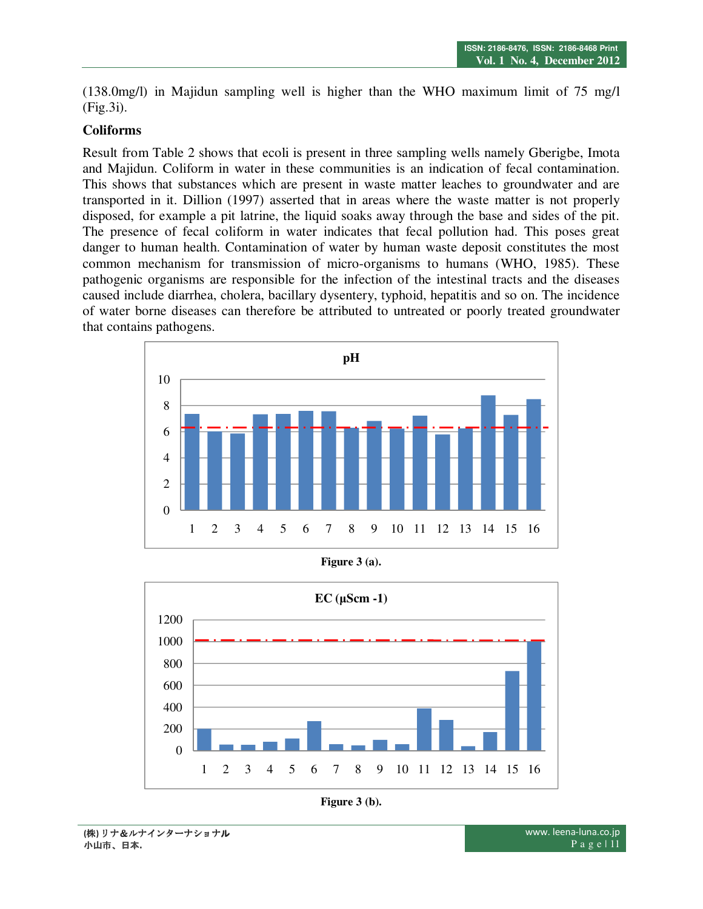(138.0mg/l) in Majidun sampling well is higher than the WHO maximum limit of 75 mg/l (Fig.3i).

**Coliforms**

Result from Table 2 shows that ecoli is present in three sampling wells namely Gberigbe, Imota and Majidun. Coliform in water in these communities is an indication of fecal contamination. This shows that substances which are present in waste matter leaches to groundwater and are transported in it. Dillion (1997) asserted that in areas where the waste matter is not properly disposed, for example a pit latrine, the liquid soaks away through the base and sides of the pit. The presence of fecal coliform in water indicates that fecal pollution had. This poses great danger to human health. Contamination of water by human waste deposit constitutes the most common mechanism for transmission of micro-organisms to humans (WHO, 1985). These pathogenic organisms are responsible for the infection of the intestinal tracts and the diseases caused include diarrhea, cholera, bacillary dysentery, typhoid, hepatitis and so on. The incidence of water borne diseases can therefore be attributed to untreated or poorly treated groundwater that contains pathogens.

**Figure 3 (a).**

**Figure 3 (b).**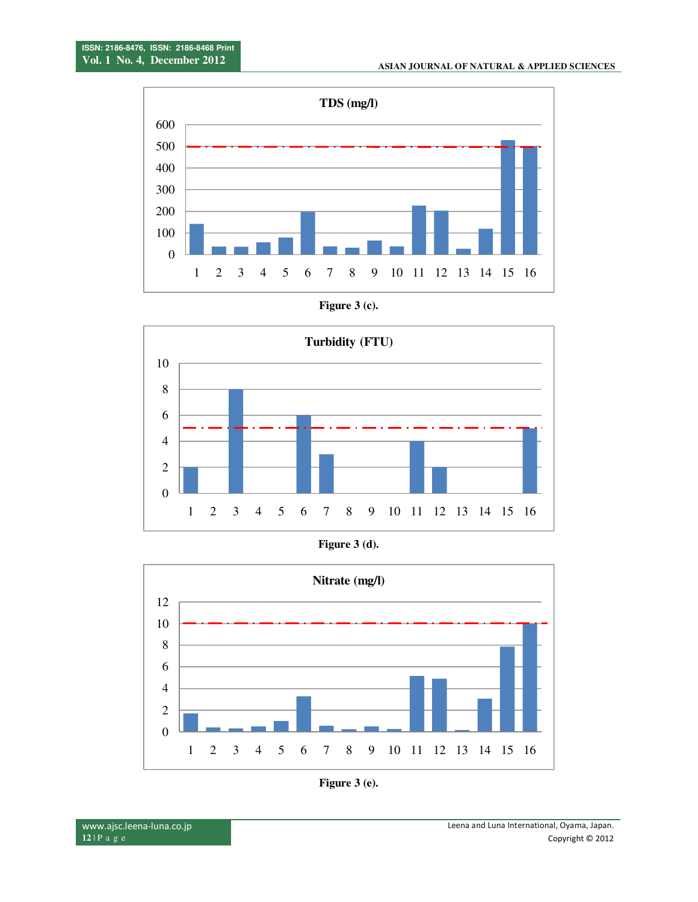Figure 3 (c).

Figure 3 (d).

Figure 3 (e).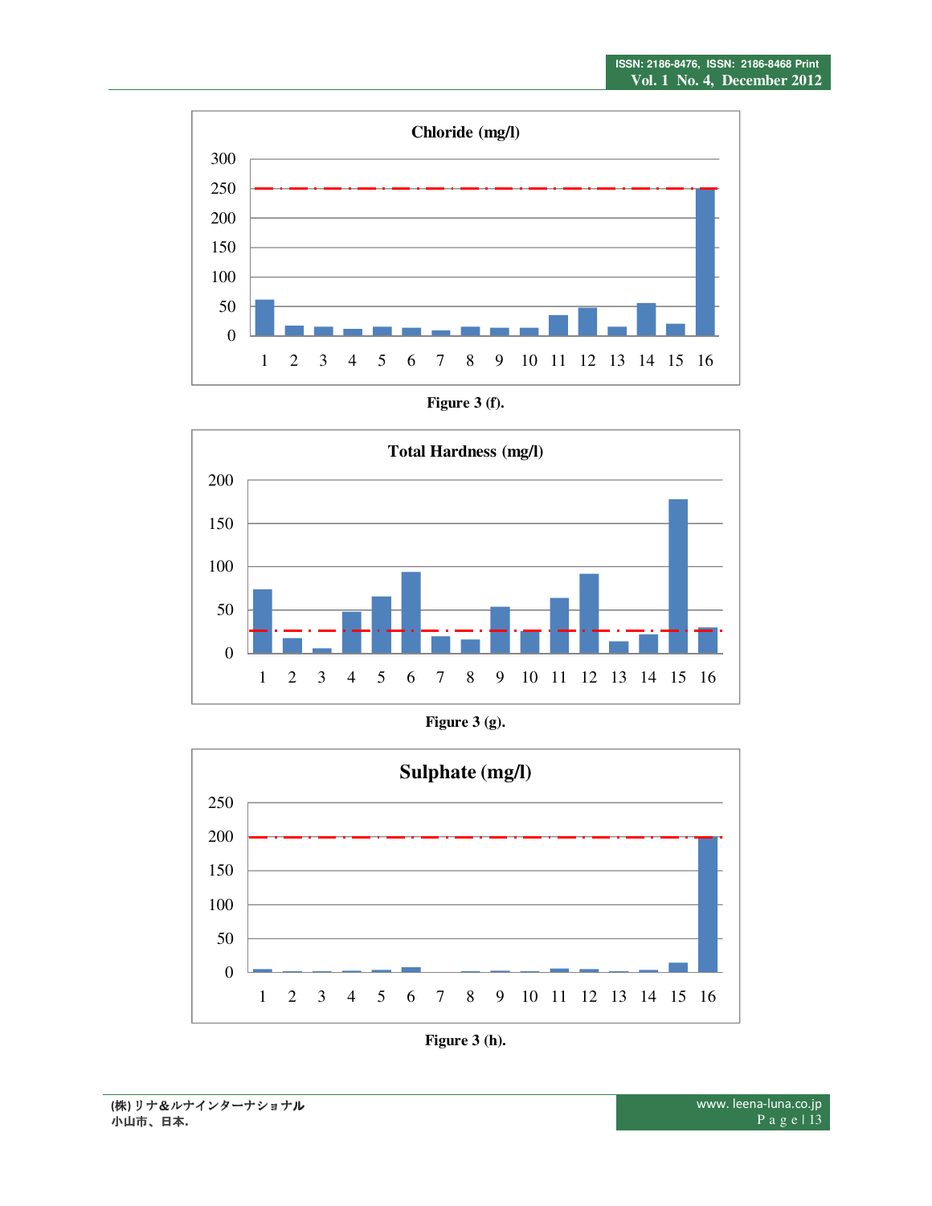Figure 3 (f).

Figure 3 (g).

Figure 3 (h).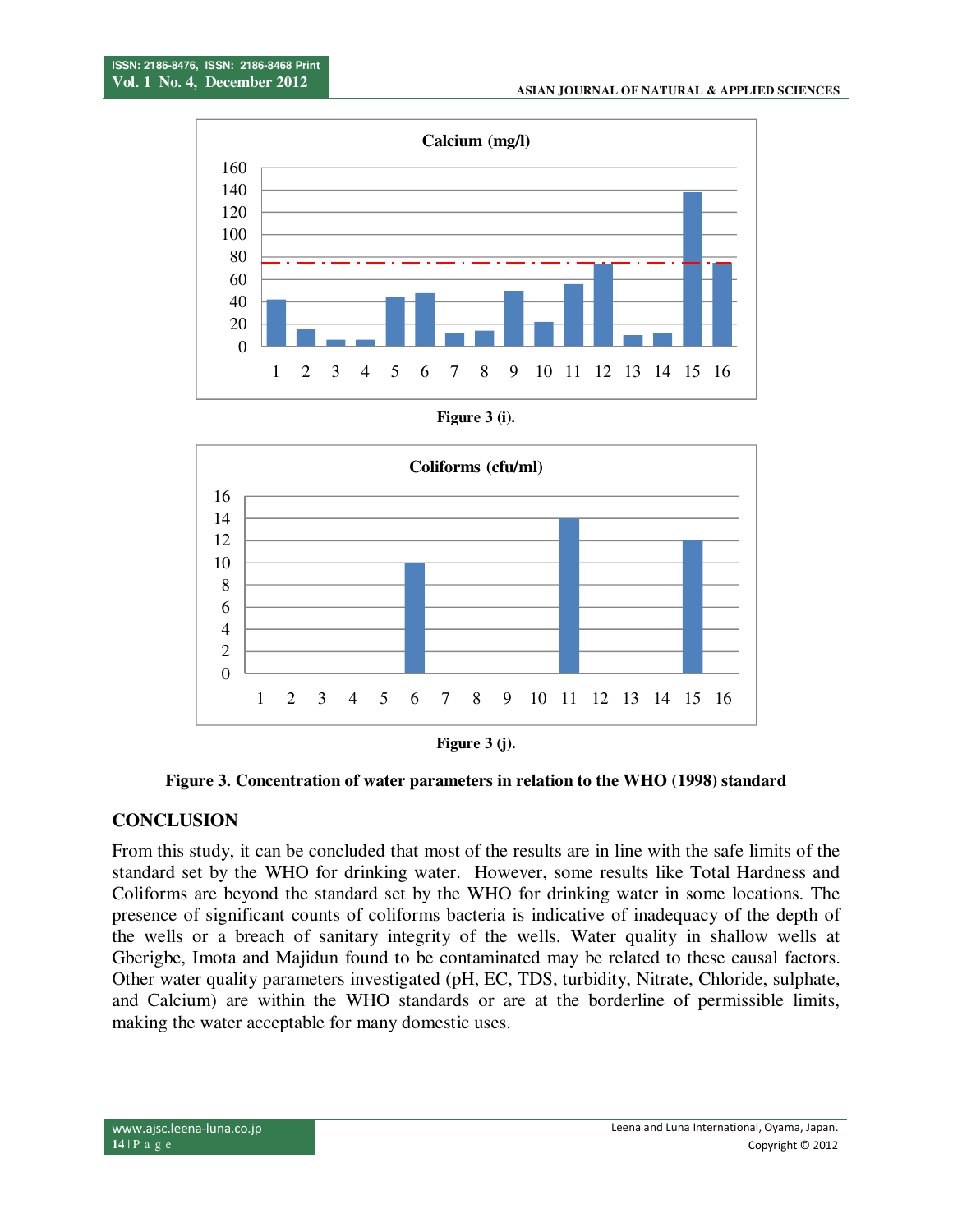Figure 3 (i).

Figure 3 (j).

**Figure 3. Concentration of water parameters in relation to the WHO (1998) standard**

## CONCLUSION

From this study, it can be concluded that most of the results are in line with the safe limits of the standard set by the WHO for drinking water. However, some results like Total Hardness and Coliforms are beyond the standard set by the WHO for drinking water in some locations. The presence of significant counts of coliforms bacteria is indicative of inadequacy of the depth of the wells or a breach of sanitary integrity of the wells. Water quality in shallow wells at Gberigbe, Imota and Majidun found to be contaminated may be related to these causal factors. Other water quality parameters investigated (pH, EC, TDS, turbidity, Nitrate, Chloride, sulphate, and Calcium) are within the WHO standards or are at the borderline of permissible limits, making the water acceptable for many domestic uses.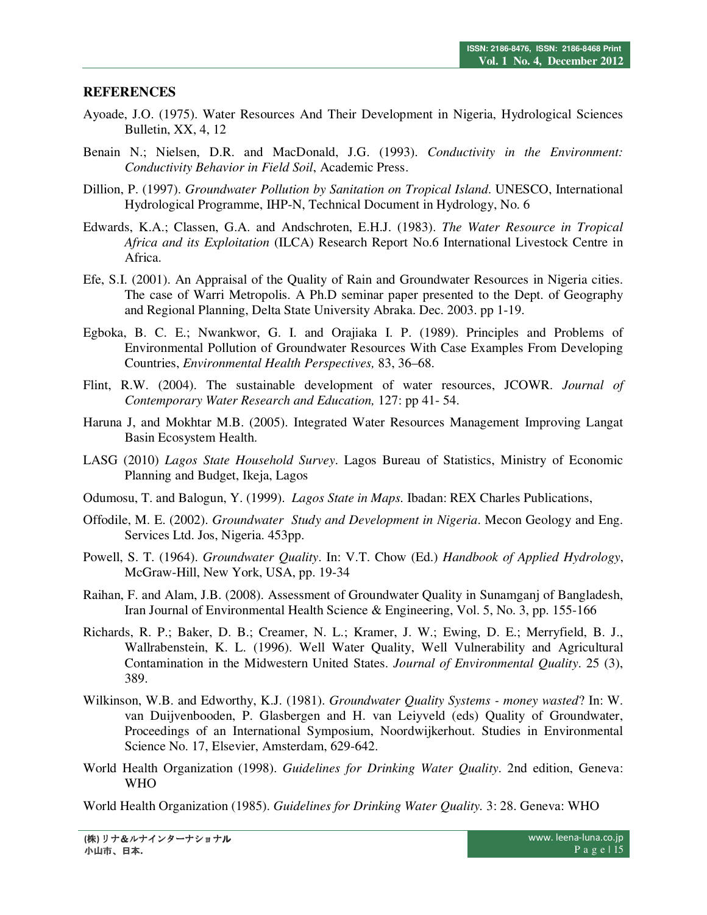## REFERENCES

Ayoade, J.O. (1975). Water Resources And Their Development in Nigeria, Hydrological Sciences Bulletin, XX, 4, 12

Benain N.; Nielsen, D.R. and MacDonald, J.G. (1993). *Conductivity in the Environment: Conductivity Behavior in Field Soil*, Academic Press.

Dillion, P. (1997). *Groundwater Pollution by Sanitation on Tropical Island*. UNESCO, International Hydrological Programme, IHP-N, Technical Document in Hydrology, No. 6

Edwards, K.A.; Classen, G.A. and Andschroten, E.H.J. (1983). *The Water Resource in Tropical Africa and its Exploitation* (ILCA) Research Report No.6 International Livestock Centre in Africa.

Efe, S.I. (2001). An Appraisal of the Quality of Rain and Groundwater Resources in Nigeria cities. The case of Warri Metropolis. A Ph.D seminar paper presented to the Dept. of Geography and Regional Planning, Delta State University Abraka. Dec. 2003. pp 1-19.

Egboka, B. C. E.; Nwankwor, G. I. and Orajiaka I. P. (1989). Principles and Problems of Environmental Pollution of Groundwater Resources With Case Examples From Developing Countries, *Environmental Health Perspectives,* 83, 36–68.

Flint, R.W. (2004). The sustainable development of water resources, JCOWR. *Journal of Contemporary Water Research and Education,* 127: pp 41- 54.

Haruna J, and Mokhtar M.B. (2005). Integrated Water Resources Management Improving Langat Basin Ecosystem Health.

LASG (2010) *Lagos State Household Survey*. Lagos Bureau of Statistics, Ministry of Economic Planning and Budget, Ikeja, Lagos

Odumosu, T. and Balogun, Y. (1999). *Lagos State in Maps.* Ibadan: REX Charles Publications,

Offodile, M. E. (2002). *Groundwater Study and Development in Nigeria*. Mecon Geology and Eng. Services Ltd. Jos, Nigeria. 453pp.

Powell, S. T. (1964). *Groundwater Quality*. In: V.T. Chow (Ed.) *Handbook of Applied Hydrology*, McGraw-Hill, New York, USA, pp. 19-34

Raihan, F. and Alam, J.B. (2008). Assessment of Groundwater Quality in Sunamganj of Bangladesh, Iran Journal of Environmental Health Science & Engineering, Vol. 5, No. 3, pp. 155-166

Richards, R. P.; Baker, D. B.; Creamer, N. L.; Kramer, J. W.; Ewing, D. E.; Merryfield, B. J., Wallrabenstein, K. L. (1996). Well Water Quality, Well Vulnerability and Agricultural Contamination in the Midwestern United States. *Journal of Environmental Quality*. 25 (3), 389.

Wilkinson, W.B. and Edworthy, K.J. (1981). *Groundwater Quality Systems - money wasted*? In: W. van Duijvenbooden, P. Glasbergen and H. van Leiyveld (eds) Quality of Groundwater, Proceedings of an International Symposium, Noordwijkerhout. Studies in Environmental Science No. 17, Elsevier, Amsterdam, 629-642.

World Health Organization (1998). *Guidelines for Drinking Water Quality*. 2nd edition, Geneva: WHO

World Health Organization (1985). *Guidelines for Drinking Water Quality.* 3: 28. Geneva: WHO